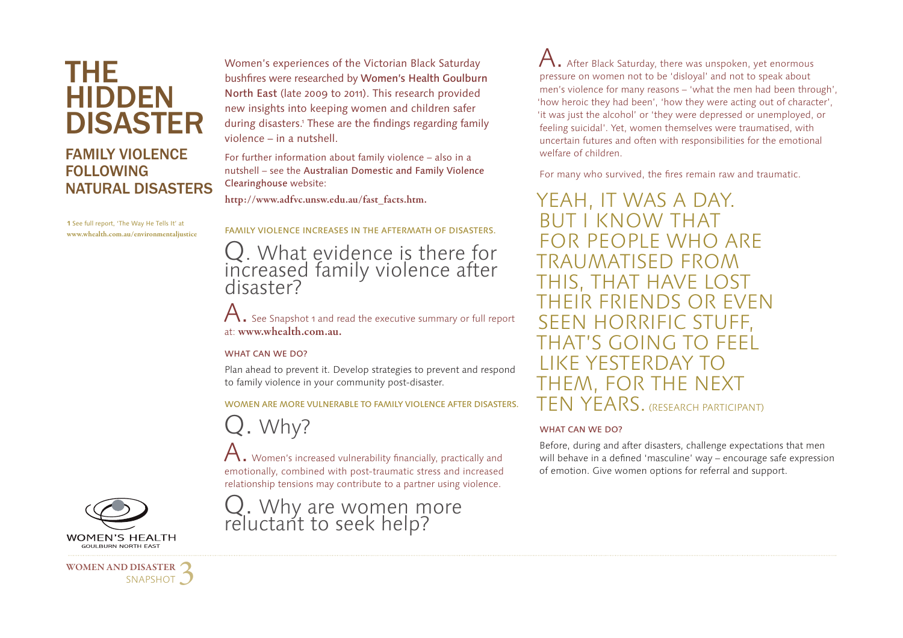# THE HIDDEN DISASTER

## FAMILY VIOLENCE FOLLOWING NATURAL DISASTERS

[1] See full report, 'The Way He Tells It' at **www.whealth.com.au/environmentaljustice**

Women's experiences of the Victorian Black Saturday bushfires were researched by Women's Health Goulburn North East (late 2009 to 2011). This research provided new insights into keeping women and children safer during disasters.[1] These are the findings regarding family violence – in a nutshell.

For further information about family violence – also in a nutshell – see the Australian Domestic and Family Violence Clearinghouse website:

**http://www.adfvc.unsw.edu.au/fast_facts.htm.**

FAMILY VIOLENCE INCREASES IN THE AFTERMATH OF DISASTERS.

### Q. What evidence is there for increased family violence after disaster?

A. See Snapshot 1 and read the executive summary or full report at: **www.whealth.com.au.**

WHAT CAN WE DO?

Plan ahead to prevent it. Develop strategies to prevent and respond to family violence in your community post-disaster.

WOMEN ARE MORE VULNERABLE TO FAMILY VIOLENCE AFTER DISASTERS.

### Q. Why?

A. Women's increased vulnerability financially, practically and emotionally, combined with post-traumatic stress and increased relationship tensions may contribute to a partner using violence.

### Q. Why are women more reluctant to seek help?

A. After Black Saturday, there was unspoken, yet enormous pressure on women not to be 'disloyal' and not to speak about men's violence for many reasons – 'what the men had been through', 'how heroic they had been', 'how they were acting out of character', 'it was just the alcohol' or 'they were depressed or unemployed, or feeling suicidal'. Yet, women themselves were traumatised, with uncertain futures and often with responsibilities for the emotional welfare of children.

For many who survived, the fires remain raw and traumatic.

YEAH, IT WAS A DAY. BUT I KNOW THAT FOR PEOPLE WHO ARE TRAUMATISED FROM THIS, THAT HAVE LOST THEIR FRIENDS OR EVEN SEEN HORRIFIC STUFF, THAT'S GOING TO FEEL LIKE YESTERDAY TO THEM, FOR THE NEXT TEN YEARS. (RESEARCH PARTICIPANT)

WHAT CAN WE DO?

Before, during and after disasters, challenge expectations that men will behave in a defined 'masculine' way – encourage safe expression of emotion. Give women options for referral and support.

WOMEN'S HEALTH GOULBURN NORTH EAST

WOMEN AND DISASTER SNAPSHOT 3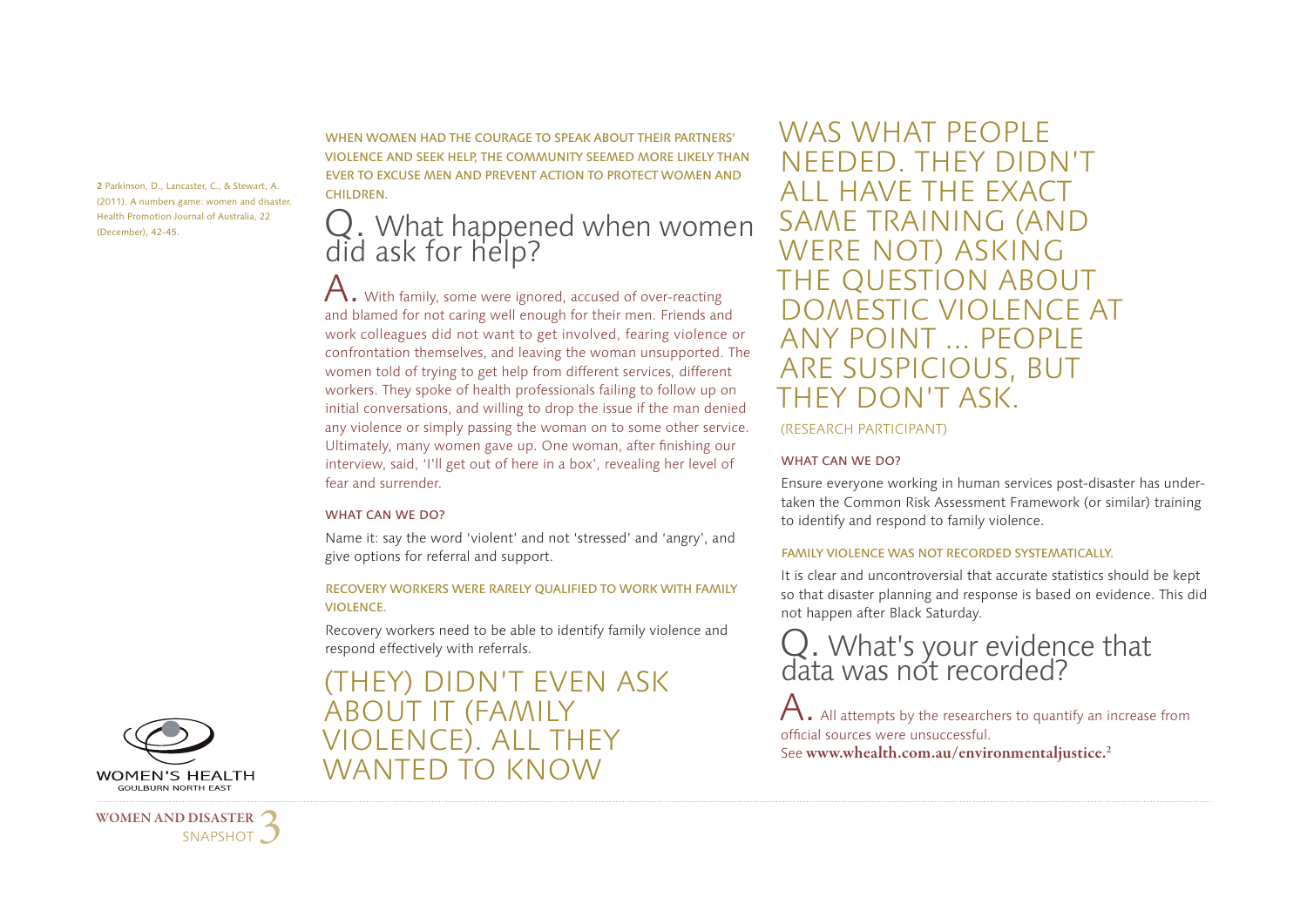WHEN WOMEN HAD THE COURAGE TO SPEAK ABOUT THEIR PARTNERS' VIOLENCE AND SEEK HELP, THE COMMUNITY SEEMED MORE LIKELY THAN EVER TO EXCUSE MEN AND PREVENT ACTION TO PROTECT WOMEN AND CHILDREN.

## Q. What happened when women did ask for help?

**A.** With family, some were ignored, accused of over-reacting and blamed for not caring well enough for their men. Friends and work colleagues did not want to get involved, fearing violence or confrontation themselves, and leaving the woman unsupported. The women told of trying to get help from different services, different workers. They spoke of health professionals failing to follow up on initial conversations, and willing to drop the issue if the man denied any violence or simply passing the woman on to some other service. Ultimately, many women gave up. One woman, after finishing our interview, said, 'I'll get out of here in a box', revealing her level of fear and surrender.

### WHAT CAN WE DO?

Name it: say the word 'violent' and not 'stressed' and 'angry', and give options for referral and support.

### RECOVERY WORKERS WERE RARELY QUALIFIED TO WORK WITH FAMILY VIOLENCE.

Recovery workers need to be able to identify family violence and respond effectively with referrals.

> (THEY) DIDN'T EVEN ASK ABOUT IT (FAMILY VIOLENCE). ALL THEY WANTED TO KNOW WAS WHAT PEOPLE NEEDED. THEY DIDN'T ALL HAVE THE EXACT SAME TRAINING (AND WERE NOT) ASKING THE QUESTION ABOUT DOMESTIC VIOLENCE AT ANY POINT ... PEOPLE ARE SUSPICIOUS, BUT THEY DON'T ASK.

(RESEARCH PARTICIPANT)

### WHAT CAN WE DO?

Ensure everyone working in human services post-disaster has undertaken the Common Risk Assessment Framework (or similar) training to identify and respond to family violence.

### FAMILY VIOLENCE WAS NOT RECORDED SYSTEMATICALLY.

It is clear and uncontroversial that accurate statistics should be kept so that disaster planning and response is based on evidence. This did not happen after Black Saturday.

## Q. What's your evidence that data was not recorded?

**A.** All attempts by the researchers to quantify an increase from official sources were unsuccessful.
See **www.whealth.com.au/environmentaljustice.**[2]

[2] Parkinson, D., Lancaster, C., & Stewart, A. (2011). A numbers game: women and disaster. Health Promotion Journal of Australia, 22 (December), 42-45.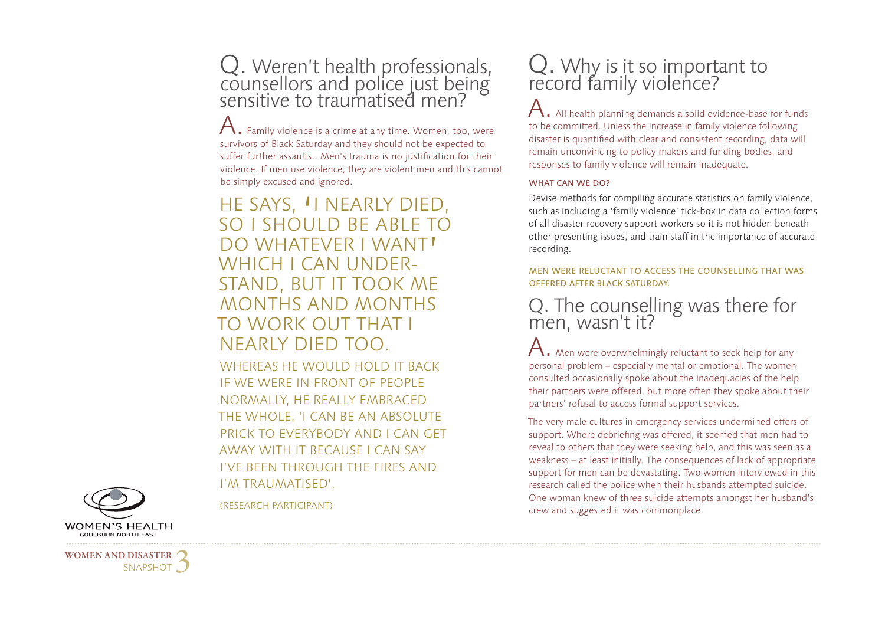## Q. Weren't health professionals, counsellors and police just being sensitive to traumatised men?

**A.** Family violence is a crime at any time. Women, too, were survivors of Black Saturday and they should not be expected to suffer further assaults.. Men's trauma is no justification for their violence. If men use violence, they are violent men and this cannot be simply excused and ignored.

> HE SAYS, 'I NEARLY DIED, SO I SHOULD BE ABLE TO DO WHATEVER I WANT' WHICH I CAN UNDER-STAND, BUT IT TOOK ME MONTHS AND MONTHS TO WORK OUT THAT I NEARLY DIED TOO.
>
> WHEREAS HE WOULD HOLD IT BACK IF WE WERE IN FRONT OF PEOPLE NORMALLY, HE REALLY EMBRACED THE WHOLE, 'I CAN BE AN ABSOLUTE PRICK TO EVERYBODY AND I CAN GET AWAY WITH IT BECAUSE I CAN SAY I'VE BEEN THROUGH THE FIRES AND I'M TRAUMATISED'.
>
> (RESEARCH PARTICIPANT)

## Q. Why is it so important to record family violence?

**A.** All health planning demands a solid evidence-base for funds to be committed. Unless the increase in family violence following disaster is quantified with clear and consistent recording, data will remain unconvincing to policy makers and funding bodies, and responses to family violence will remain inadequate.

### WHAT CAN WE DO?

Devise methods for compiling accurate statistics on family violence, such as including a 'family violence' tick-box in data collection forms of all disaster recovery support workers so it is not hidden beneath other presenting issues, and train staff in the importance of accurate recording.

MEN WERE RELUCTANT TO ACCESS THE COUNSELLING THAT WAS OFFERED AFTER BLACK SATURDAY.

## Q. The counselling was there for men, wasn't it?

**A.** Men were overwhelmingly reluctant to seek help for any personal problem – especially mental or emotional. The women consulted occasionally spoke about the inadequacies of the help their partners were offered, but more often they spoke about their partners' refusal to access formal support services.

The very male cultures in emergency services undermined offers of support. Where debriefing was offered, it seemed that men had to reveal to others that they were seeking help, and this was seen as a weakness – at least initially. The consequences of lack of appropriate support for men can be devastating. Two women interviewed in this research called the police when their husbands attempted suicide. One woman knew of three suicide attempts amongst her husband's crew and suggested it was commonplace.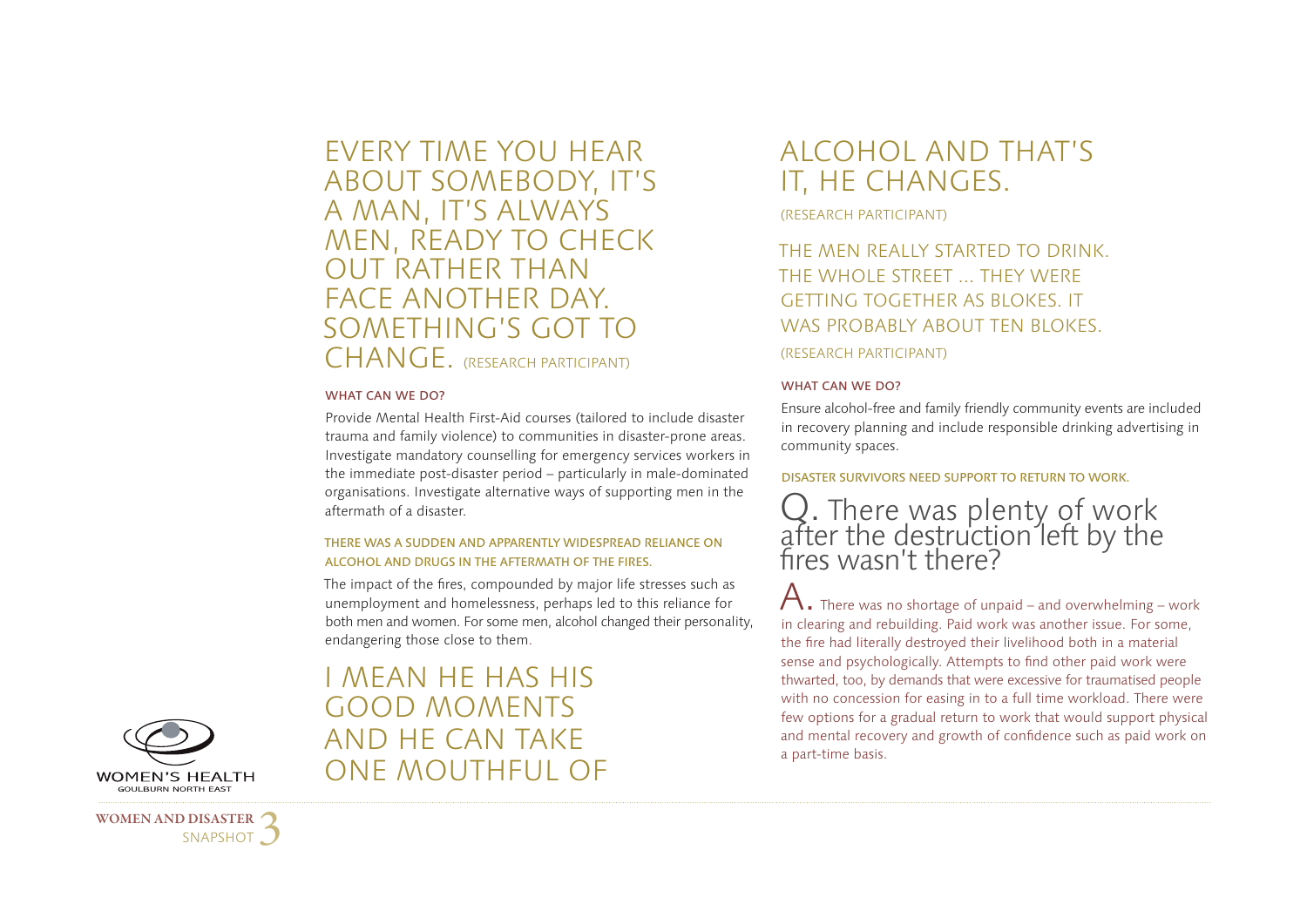## EVERY TIME YOU HEAR ABOUT SOMEBODY, IT'S A MAN, IT'S ALWAYS MEN, READY TO CHECK OUT RATHER THAN FACE ANOTHER DAY. SOMETHING'S GOT TO CHANGE.

(RESEARCH PARTICIPANT)

### WHAT CAN WE DO?

Provide Mental Health First-Aid courses (tailored to include disaster trauma and family violence) to communities in disaster-prone areas. Investigate mandatory counselling for emergency services workers in the immediate post-disaster period – particularly in male-dominated organisations. Investigate alternative ways of supporting men in the aftermath of a disaster.

### THERE WAS A SUDDEN AND APPARENTLY WIDESPREAD RELIANCE ON ALCOHOL AND DRUGS IN THE AFTERMATH OF THE FIRES.

The impact of the fires, compounded by major life stresses such as unemployment and homelessness, perhaps led to this reliance for both men and women. For some men, alcohol changed their personality, endangering those close to them.

## I MEAN HE HAS HIS GOOD MOMENTS AND HE CAN TAKE ONE MOUTHFUL OF ALCOHOL AND THAT'S IT, HE CHANGES.

(RESEARCH PARTICIPANT)

## THE MEN REALLY STARTED TO DRINK. THE WHOLE STREET ... THEY WERE GETTING TOGETHER AS BLOKES. IT WAS PROBABLY ABOUT TEN BLOKES.

(RESEARCH PARTICIPANT)

### WHAT CAN WE DO?

Ensure alcohol-free and family friendly community events are included in recovery planning and include responsible drinking advertising in community spaces.

### DISASTER SURVIVORS NEED SUPPORT TO RETURN TO WORK.

## Q. There was plenty of work after the destruction left by the fires wasn't there?

A. There was no shortage of unpaid – and overwhelming – work in clearing and rebuilding. Paid work was another issue. For some, the fire had literally destroyed their livelihood both in a material sense and psychologically. Attempts to find other paid work were thwarted, too, by demands that were excessive for traumatised people with no concession for easing in to a full time workload. There were few options for a gradual return to work that would support physical and mental recovery and growth of confidence such as paid work on a part-time basis.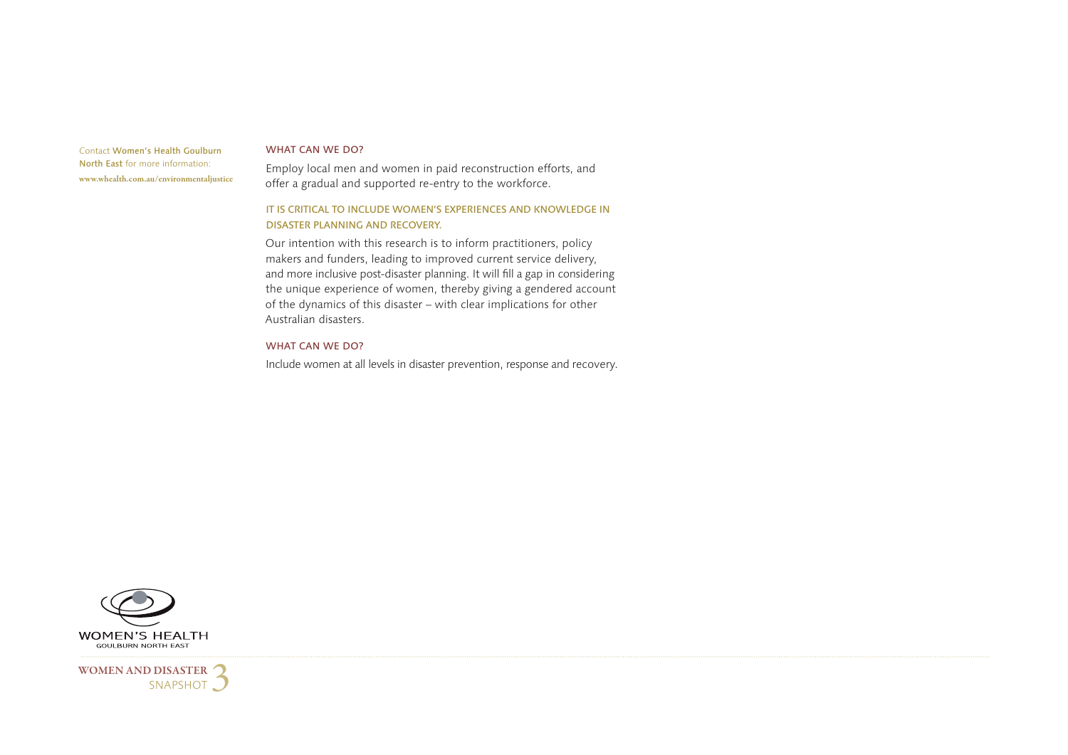Contact Women's Health Goulburn North East for more information:
www.whealth.com.au/environmentaljustice

### WHAT CAN WE DO?

Employ local men and women in paid reconstruction efforts, and offer a gradual and supported re-entry to the workforce.

### IT IS CRITICAL TO INCLUDE WOMEN'S EXPERIENCES AND KNOWLEDGE IN DISASTER PLANNING AND RECOVERY.

Our intention with this research is to inform practitioners, policy makers and funders, leading to improved current service delivery, and more inclusive post-disaster planning. It will fill a gap in considering the unique experience of women, thereby giving a gendered account of the dynamics of this disaster – with clear implications for other Australian disasters.

### WHAT CAN WE DO?

Include women at all levels in disaster prevention, response and recovery.

WOMEN'S HEALTH
GOULBURN NORTH EAST

WOMEN AND DISASTER
SNAPSHOT 3